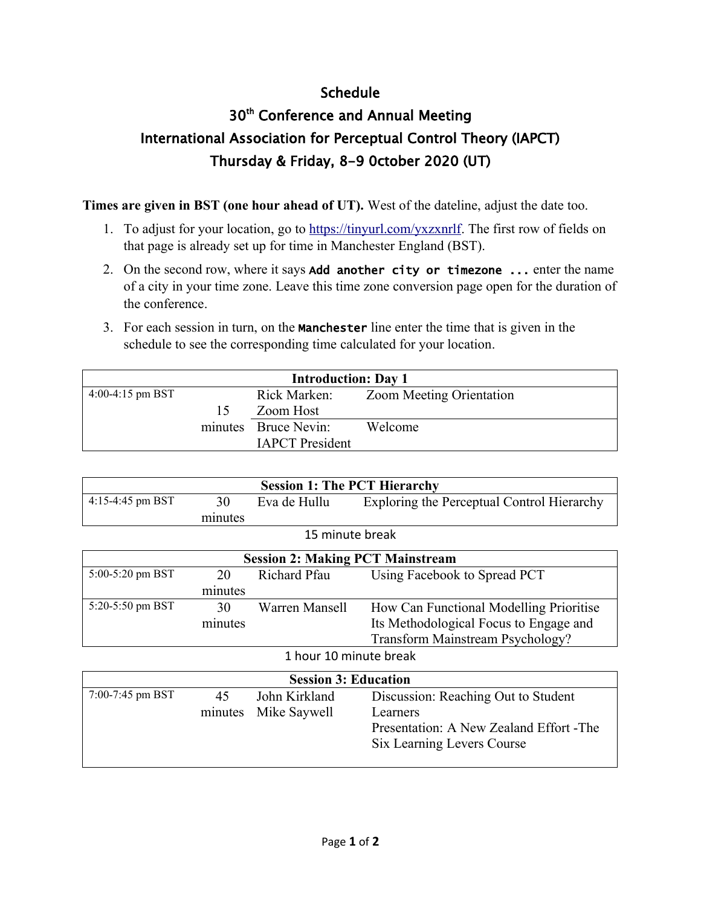# Schedule

# 30th Conference and Annual Meeting

# International Association for Perceptual Control Theory (IAPCT)

# Thursday & Friday, 8-9 October 2020 (UT)

**Times are given in BST (one hour ahead of UT).** West of the dateline, adjust the date too.

1. To adjust for your location, go to https://tinyurl.com/yxzxnrlf. The first row of fields on that page is already set up for time in Manchester England (BST).
2. On the second row, where it says `Add another city or timezone ...` enter the name of a city in your time zone. Leave this time zone conversion page open for the duration of the conference.
3. For each session in turn, on the `Manchester` line enter the time that is given in the schedule to see the corresponding time calculated for your location.

| Introduction: Day 1 | | | |
|---|---|---|---|
| 4:00-4:15 pm BST | 15 minutes | Rick Marken: Zoom Host | Zoom Meeting Orientation |
| | | Bruce Nevin: IAPCT President | Welcome |

| Session 1: The PCT Hierarchy | | | |
|---|---|---|---|
| 4:15-4:45 pm BST | 30 minutes | Eva de Hullu | Exploring the Perceptual Control Hierarchy |

15 minute break

| Session 2: Making PCT Mainstream | | | |
|---|---|---|---|
| 5:00-5:20 pm BST | 20 minutes | Richard Pfau | Using Facebook to Spread PCT |
| 5:20-5:50 pm BST | 30 minutes | Warren Mansell | How Can Functional Modelling Prioritise Its Methodological Focus to Engage and Transform Mainstream Psychology? |

1 hour 10 minute break

| Session 3: Education | | | |
|---|---|---|---|
| 7:00-7:45 pm BST | 45 minutes | John Kirkland<br>Mike Saywell | Discussion: Reaching Out to Student Learners<br>Presentation: A New Zealand Effort -The Six Learning Levers Course |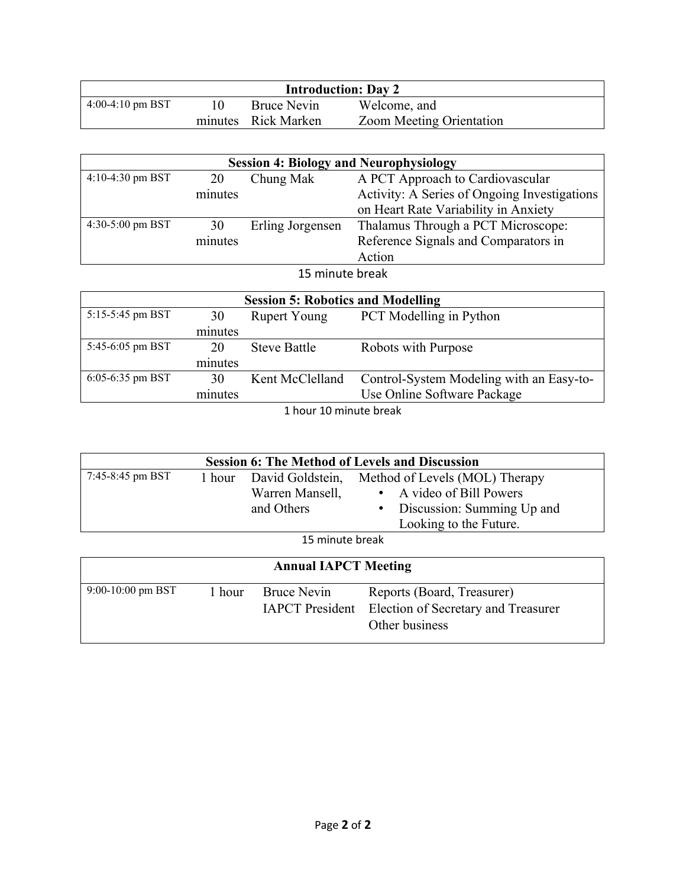| Introduction: Day 2 | | | |
|---|---|---|---|
| 4:00-4:10 pm BST | 10 minutes | Bruce Nevin Rick Marken | Welcome, and Zoom Meeting Orientation |

| Session 4: Biology and Neurophysiology | | | |
|---|---|---|---|
| 4:10-4:30 pm BST | 20 minutes | Chung Mak | A PCT Approach to Cardiovascular Activity: A Series of Ongoing Investigations on Heart Rate Variability in Anxiety |
| 4:30-5:00 pm BST | 30 minutes | Erling Jorgensen | Thalamus Through a PCT Microscope: Reference Signals and Comparators in Action |

15 minute break

| Session 5: Robotics and Modelling | | | |
|---|---|---|---|
| 5:15-5:45 pm BST | 30 minutes | Rupert Young | PCT Modelling in Python |
| 5:45-6:05 pm BST | 20 minutes | Steve Battle | Robots with Purpose |
| 6:05-6:35 pm BST | 30 minutes | Kent McClelland | Control-System Modeling with an Easy-to-Use Online Software Package |

1 hour 10 minute break

| Session 6: The Method of Levels and Discussion | | | |
|---|---|---|---|
| 7:45-8:45 pm BST | 1 hour | David Goldstein, Warren Mansell, and Others | Method of Levels (MOL) Therapy<br>• A video of Bill Powers<br>• Discussion: Summing Up and Looking to the Future. |

15 minute break

| Annual IAPCT Meeting | | | |
|---|---|---|---|
| 9:00-10:00 pm BST | 1 hour | Bruce Nevin IAPCT President | Reports (Board, Treasurer)<br>Election of Secretary and Treasurer<br>Other business |